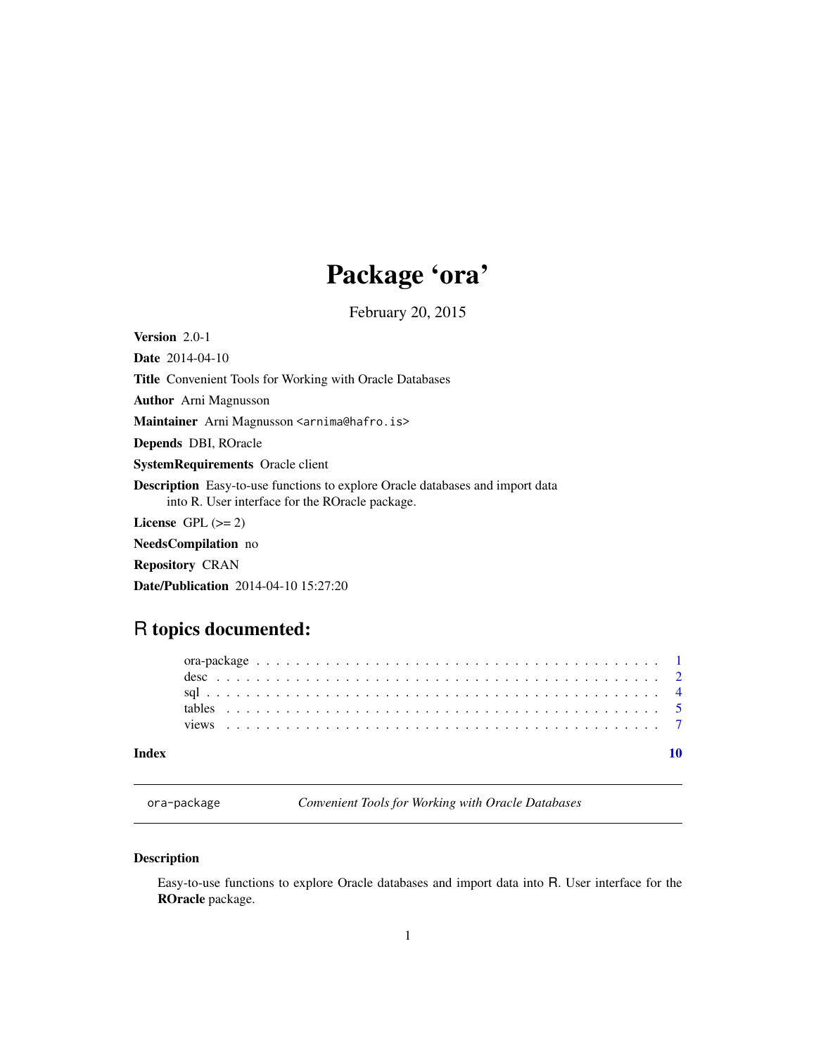# Package 'ora'

February 20, 2015

**Version** 2.0-1

**Date** 2014-04-10

**Title** Convenient Tools for Working with Oracle Databases

**Author** Arni Magnusson

**Maintainer** Arni Magnusson <arnima@hafro.is>

**Depends** DBI, ROracle

**SystemRequirements** Oracle client

**Description** Easy-to-use functions to explore Oracle databases and import data into R. User interface for the ROracle package.

**License** GPL (>= 2)

**NeedsCompilation** no

**Repository** CRAN

**Date/Publication** 2014-04-10 15:27:20

## R topics documented:

ora-package . . . . . . . . . . . . . . . . . . . . . . . . . . . . . . . . . . . . . . . . 1
desc . . . . . . . . . . . . . . . . . . . . . . . . . . . . . . . . . . . . . . . . . . . . 2
sql . . . . . . . . . . . . . . . . . . . . . . . . . . . . . . . . . . . . . . . . . . . . . 4
tables . . . . . . . . . . . . . . . . . . . . . . . . . . . . . . . . . . . . . . . . . . . 5
views . . . . . . . . . . . . . . . . . . . . . . . . . . . . . . . . . . . . . . . . . . . 7

**Index** **10**

---

`ora-package` *Convenient Tools for Working with Oracle Databases*

---

### Description

Easy-to-use functions to explore Oracle databases and import data into R. User interface for the **ROracle** package.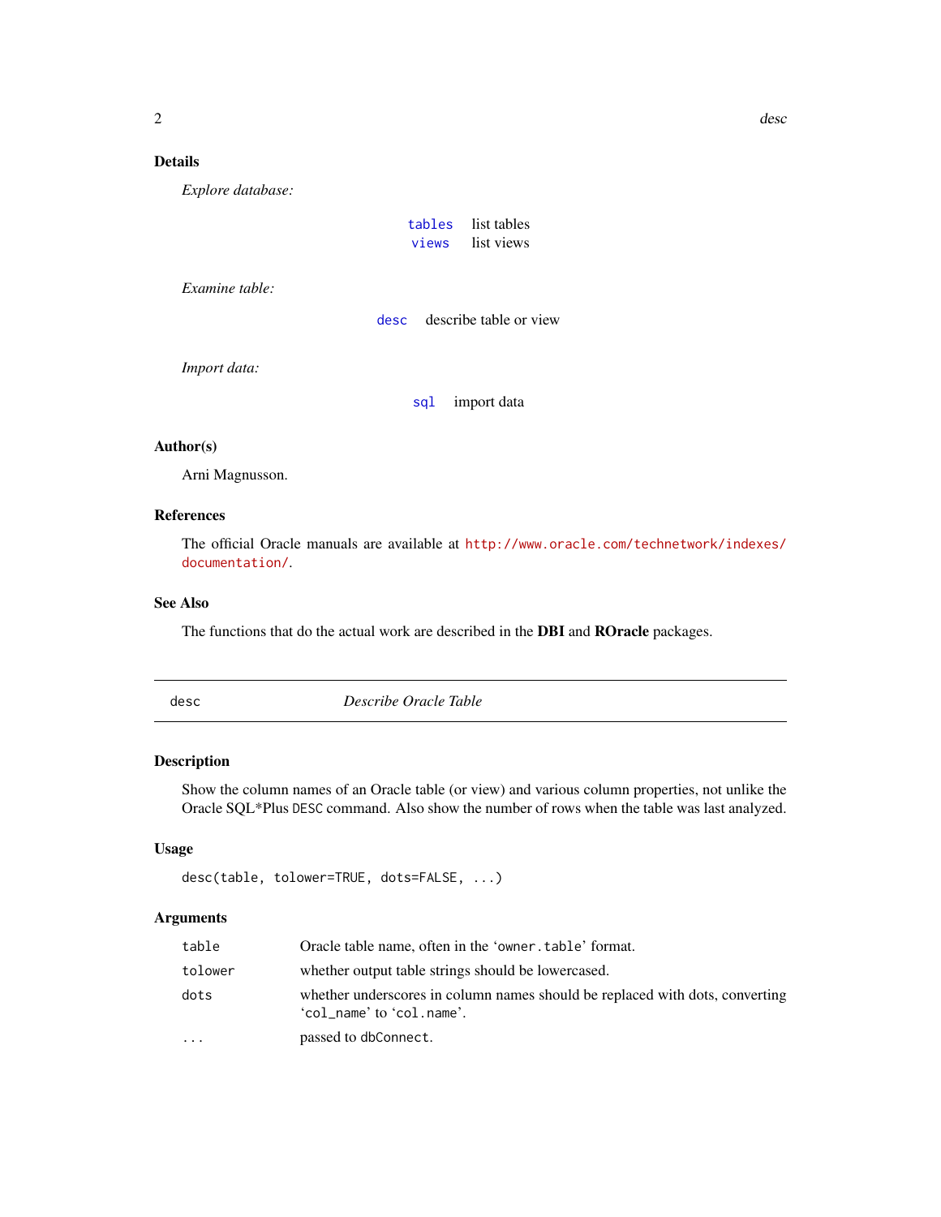## Details

*Explore database:*

| | |
|---|---|
| `tables` | list tables |
| `views` | list views |

*Examine table:*

| | |
|---|---|
| `desc` | describe table or view |

*Import data:*

| | |
|---|---|
| `sql` | import data |

## Author(s)

Arni Magnusson.

## References

The official Oracle manuals are available at http://www.oracle.com/technetwork/indexes/documentation/.

## See Also

The functions that do the actual work are described in the **DBI** and **ROracle** packages.

---

# desc — *Describe Oracle Table*

---

## Description

Show the column names of an Oracle table (or view) and various column properties, not unlike the Oracle SQL*Plus `DESC` command. Also show the number of rows when the table was last analyzed.

## Usage

```
desc(table, tolower=TRUE, dots=FALSE, ...)
```

## Arguments

| | |
|---|---|
| `table` | Oracle table name, often in the '`owner.table`' format. |
| `tolower` | whether output table strings should be lowercased. |
| `dots` | whether underscores in column names should be replaced with dots, converting '`col_name`' to '`col.name`'. |
| `...` | passed to `dbConnect`. |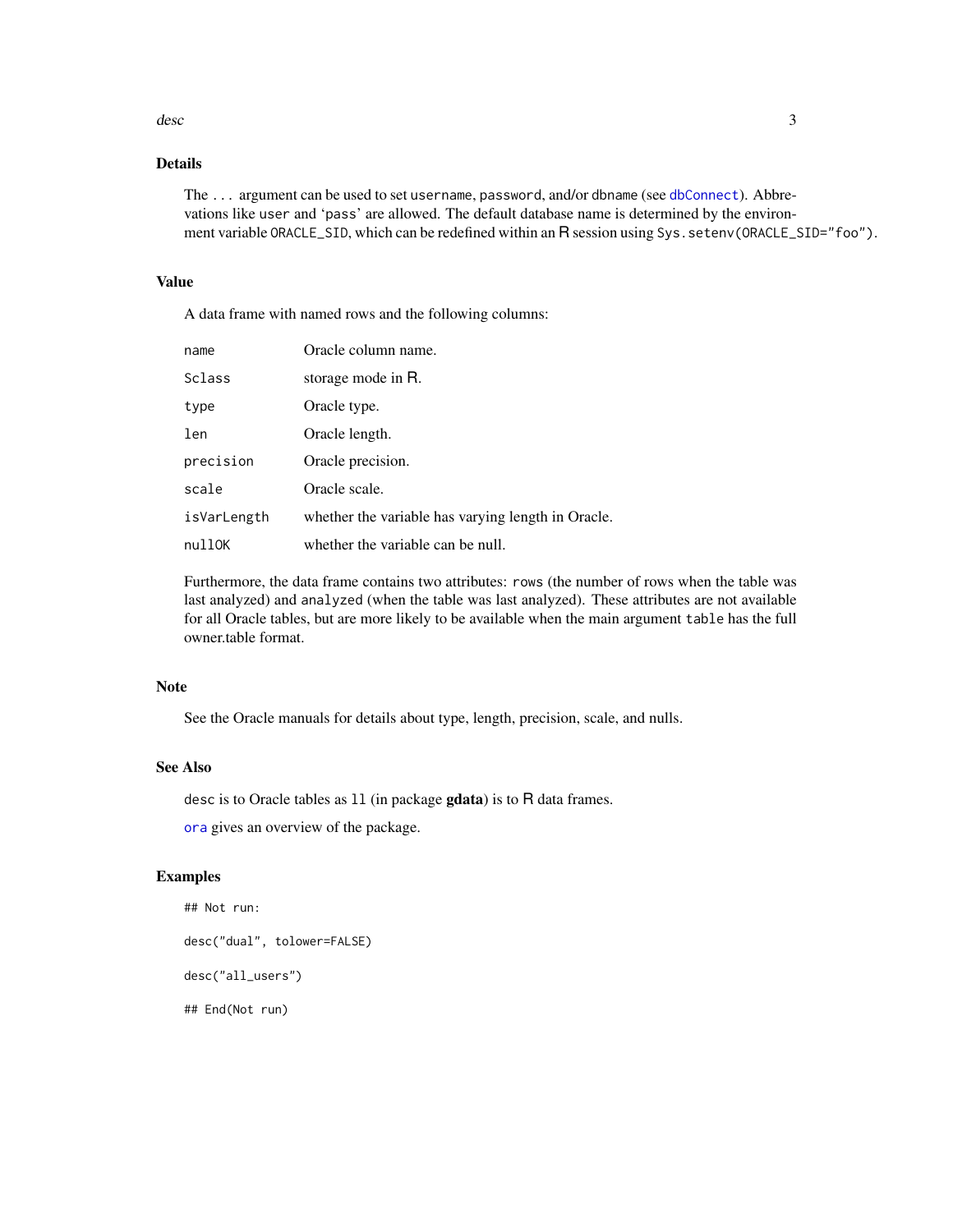## Details

The `...` argument can be used to set `username`, `password`, and/or `dbname` (see `dbConnect`). Abbreviations like `user` and 'pass' are allowed. The default database name is determined by the environment variable `ORACLE_SID`, which can be redefined within an R session using `Sys.setenv(ORACLE_SID="foo")`.

## Value

A data frame with named rows and the following columns:

| | |
|---|---|
| `name` | Oracle column name. |
| `Sclass` | storage mode in R. |
| `type` | Oracle type. |
| `len` | Oracle length. |
| `precision` | Oracle precision. |
| `scale` | Oracle scale. |
| `isVarLength` | whether the variable has varying length in Oracle. |
| `nullOK` | whether the variable can be null. |

Furthermore, the data frame contains two attributes: `rows` (the number of rows when the table was last analyzed) and `analyzed` (when the table was last analyzed). These attributes are not available for all Oracle tables, but are more likely to be available when the main argument `table` has the full owner.table format.

## Note

See the Oracle manuals for details about type, length, precision, scale, and nulls.

## See Also

`desc` is to Oracle tables as `ll` (in package **gdata**) is to R data frames.

`ora` gives an overview of the package.

## Examples

```
## Not run:

desc("dual", tolower=FALSE)

desc("all_users")

## End(Not run)
```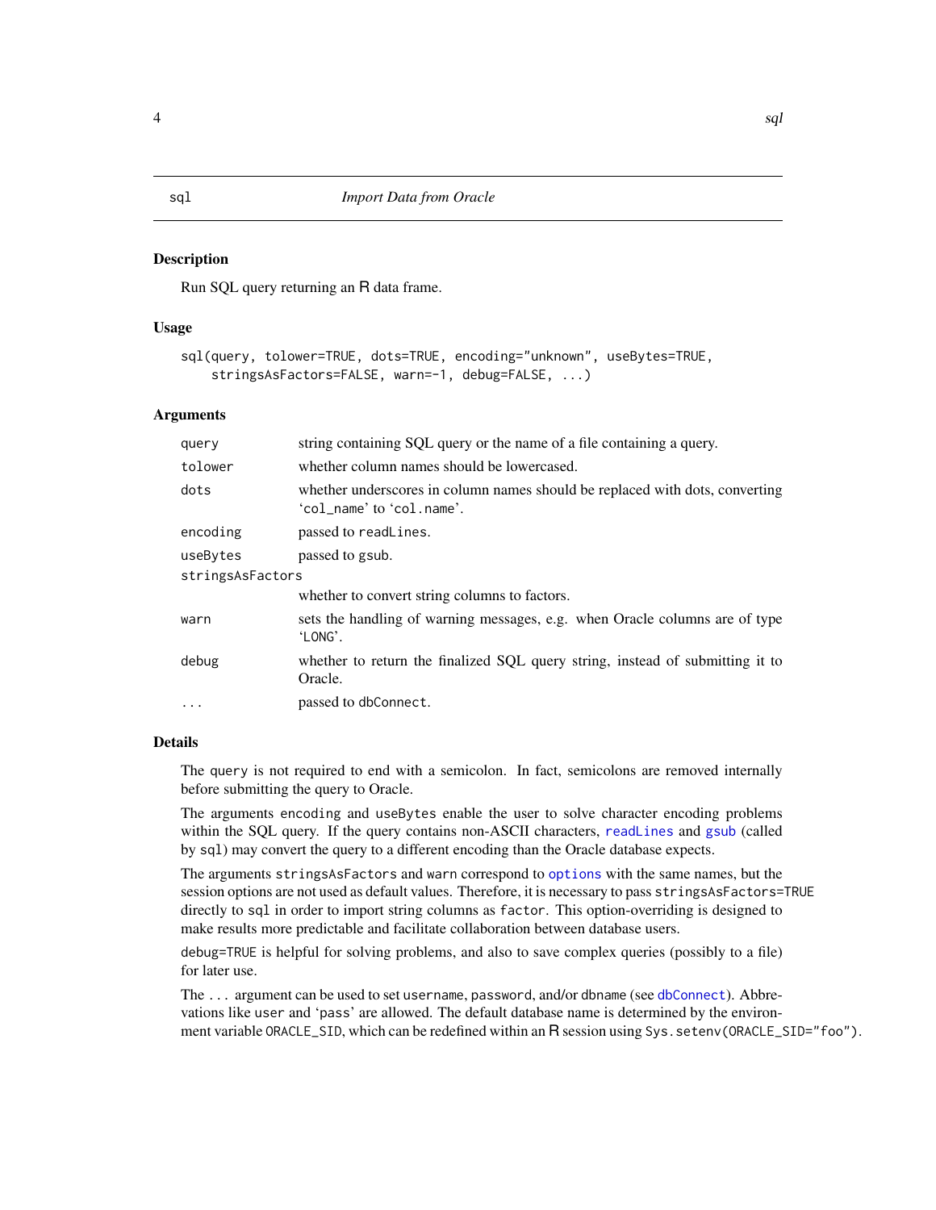## sql — *Import Data from Oracle*

### Description

Run SQL query returning an R data frame.

### Usage

```
sql(query, tolower=TRUE, dots=TRUE, encoding="unknown", useBytes=TRUE,
    stringsAsFactors=FALSE, warn=-1, debug=FALSE, ...)
```

### Arguments

| Argument | Description |
|---|---|
| `query` | string containing SQL query or the name of a file containing a query. |
| `tolower` | whether column names should be lowercased. |
| `dots` | whether underscores in column names should be replaced with dots, converting 'col_name' to 'col.name'. |
| `encoding` | passed to `readLines`. |
| `useBytes` | passed to `gsub`. |
| `stringsAsFactors` | whether to convert string columns to factors. |
| `warn` | sets the handling of warning messages, e.g. when Oracle columns are of type 'LONG'. |
| `debug` | whether to return the finalized SQL query string, instead of submitting it to Oracle. |
| `...` | passed to `dbConnect`. |

### Details

The `query` is not required to end with a semicolon. In fact, semicolons are removed internally before submitting the query to Oracle.

The arguments `encoding` and `useBytes` enable the user to solve character encoding problems within the SQL query. If the query contains non-ASCII characters, `readLines` and `gsub` (called by `sql`) may convert the query to a different encoding than the Oracle database expects.

The arguments `stringsAsFactors` and `warn` correspond to `options` with the same names, but the session options are not used as default values. Therefore, it is necessary to pass `stringsAsFactors=TRUE` directly to `sql` in order to import string columns as `factor`. This option-overriding is designed to make results more predictable and facilitate collaboration between database users.

`debug=TRUE` is helpful for solving problems, and also to save complex queries (possibly to a file) for later use.

The `...` argument can be used to set `username`, `password`, and/or `dbname` (see `dbConnect`). Abbreviations like `user` and 'pass' are allowed. The default database name is determined by the environment variable `ORACLE_SID`, which can be redefined within an R session using `Sys.setenv(ORACLE_SID="foo")`.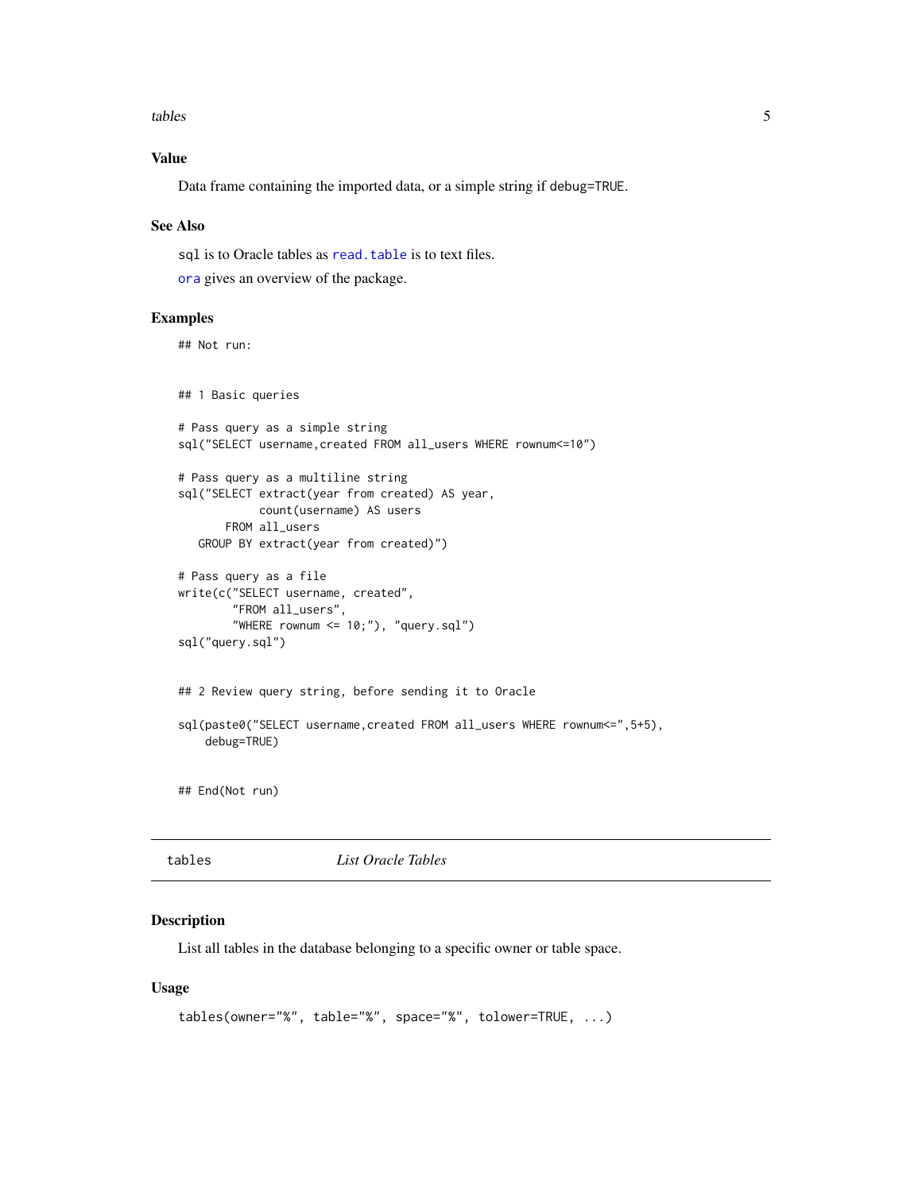### Value

Data frame containing the imported data, or a simple string if debug=TRUE.

### See Also

`sql` is to Oracle tables as `read.table` is to text files.

`ora` gives an overview of the package.

### Examples

```
## Not run:


## 1 Basic queries

# Pass query as a simple string
sql("SELECT username,created FROM all_users WHERE rownum<=10")

# Pass query as a multiline string
sql("SELECT extract(year from created) AS year,
            count(username) AS users
       FROM all_users
   GROUP BY extract(year from created)")

# Pass query as a file
write(c("SELECT username, created",
        "FROM all_users",
        "WHERE rownum <= 10;"), "query.sql")
sql("query.sql")


## 2 Review query string, before sending it to Oracle

sql(paste0("SELECT username,created FROM all_users WHERE rownum<=",5+5),
    debug=TRUE)


## End(Not run)
```

---

## tables — *List Oracle Tables*

---

### Description

List all tables in the database belonging to a specific owner or table space.

### Usage

```
tables(owner="%", table="%", space="%", tolower=TRUE, ...)
```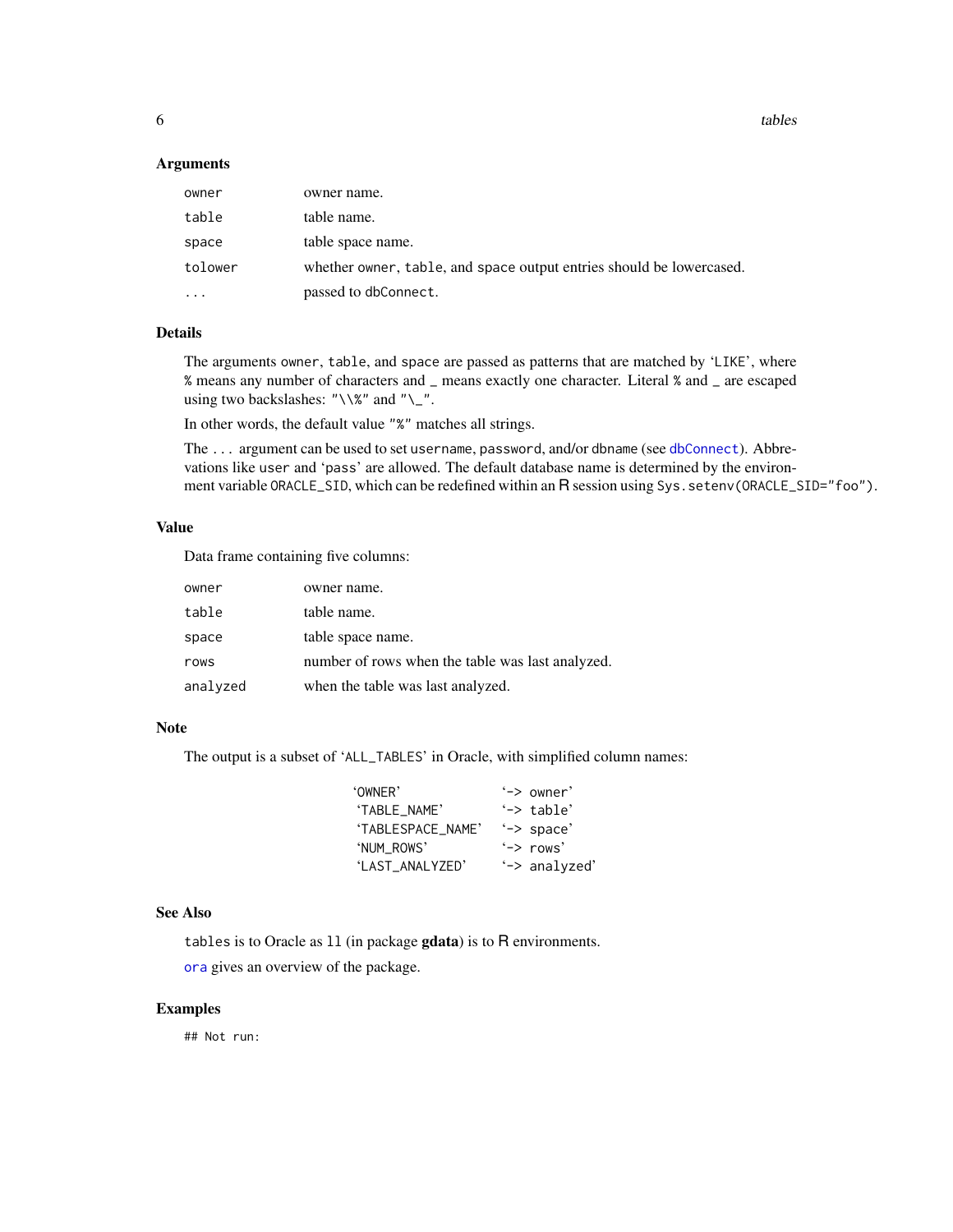## Arguments

| | |
|---|---|
| `owner` | owner name. |
| `table` | table name. |
| `space` | table space name. |
| `tolower` | whether `owner`, `table`, and `space` output entries should be lowercased. |
| `...` | passed to `dbConnect`. |

## Details

The arguments `owner`, `table`, and `space` are passed as patterns that are matched by '`LIKE`', where `%` means any number of characters and `_` means exactly one character. Literal `%` and `_` are escaped using two backslashes: `"\\%"` and `"\_"`.

In other words, the default value `"%"` matches all strings.

The `...` argument can be used to set `username`, `password`, and/or `dbname` (see `dbConnect`). Abbrevations like `user` and '`pass`' are allowed. The default database name is determined by the environment variable `ORACLE_SID`, which can be redefined within an R session using `Sys.setenv(ORACLE_SID="foo")`.

## Value

Data frame containing five columns:

| | |
|---|---|
| `owner` | owner name. |
| `table` | table name. |
| `space` | table space name. |
| `rows` | number of rows when the table was last analyzed. |
| `analyzed` | when the table was last analyzed. |

## Note

The output is a subset of '`ALL_TABLES`' in Oracle, with simplified column names:

```
'OWNER'            '-> owner'
'TABLE_NAME'       '-> table'
'TABLESPACE_NAME'  '-> space'
'NUM_ROWS'         '-> rows'
'LAST_ANALYZED'    '-> analyzed'
```

## See Also

`tables` is to Oracle as `ll` (in package **gdata**) is to R environments.

`ora` gives an overview of the package.

## Examples

```
## Not run:
```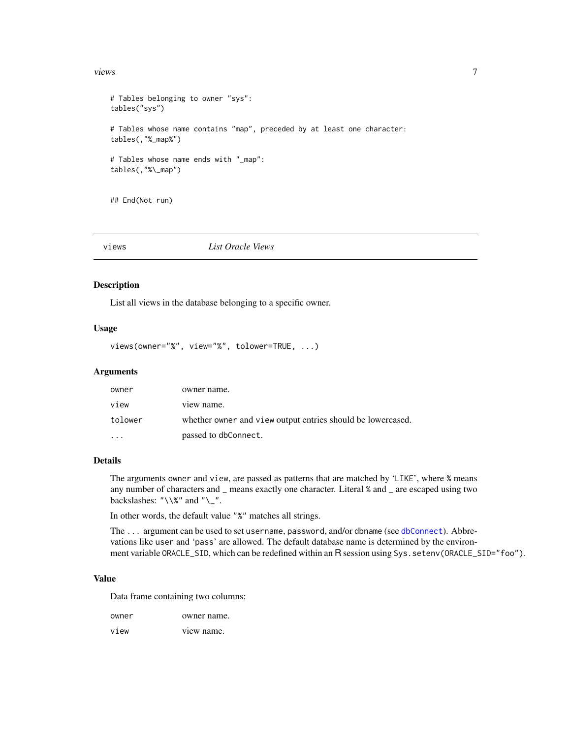```
# Tables belonging to owner "sys":
tables("sys")

# Tables whose name contains "map", preceded by at least one character:
tables(,"%_map%")

# Tables whose name ends with "_map":
tables(,"%\_map")


## End(Not run)
```

---

## views — *List Oracle Views*

### Description

List all views in the database belonging to a specific owner.

### Usage

```
views(owner="%", view="%", tolower=TRUE, ...)
```

### Arguments

| | |
|---|---|
| `owner` | owner name. |
| `view` | view name. |
| `tolower` | whether `owner` and `view` output entries should be lowercased. |
| `...` | passed to `dbConnect`. |

### Details

The arguments `owner` and `view`, are passed as patterns that are matched by 'LIKE', where `%` means any number of characters and `_` means exactly one character. Literal `%` and `_` are escaped using two backslashes: `"\\%"` and `"\_"`.

In other words, the default value `"%"` matches all strings.

The `...` argument can be used to set `username`, `password`, and/or `dbname` (see `dbConnect`). Abbreviations like `user` and 'pass' are allowed. The default database name is determined by the environment variable `ORACLE_SID`, which can be redefined within an R session using `Sys.setenv(ORACLE_SID="foo")`.

### Value

Data frame containing two columns:

| | |
|---|---|
| `owner` | owner name. |
| `view` | view name. |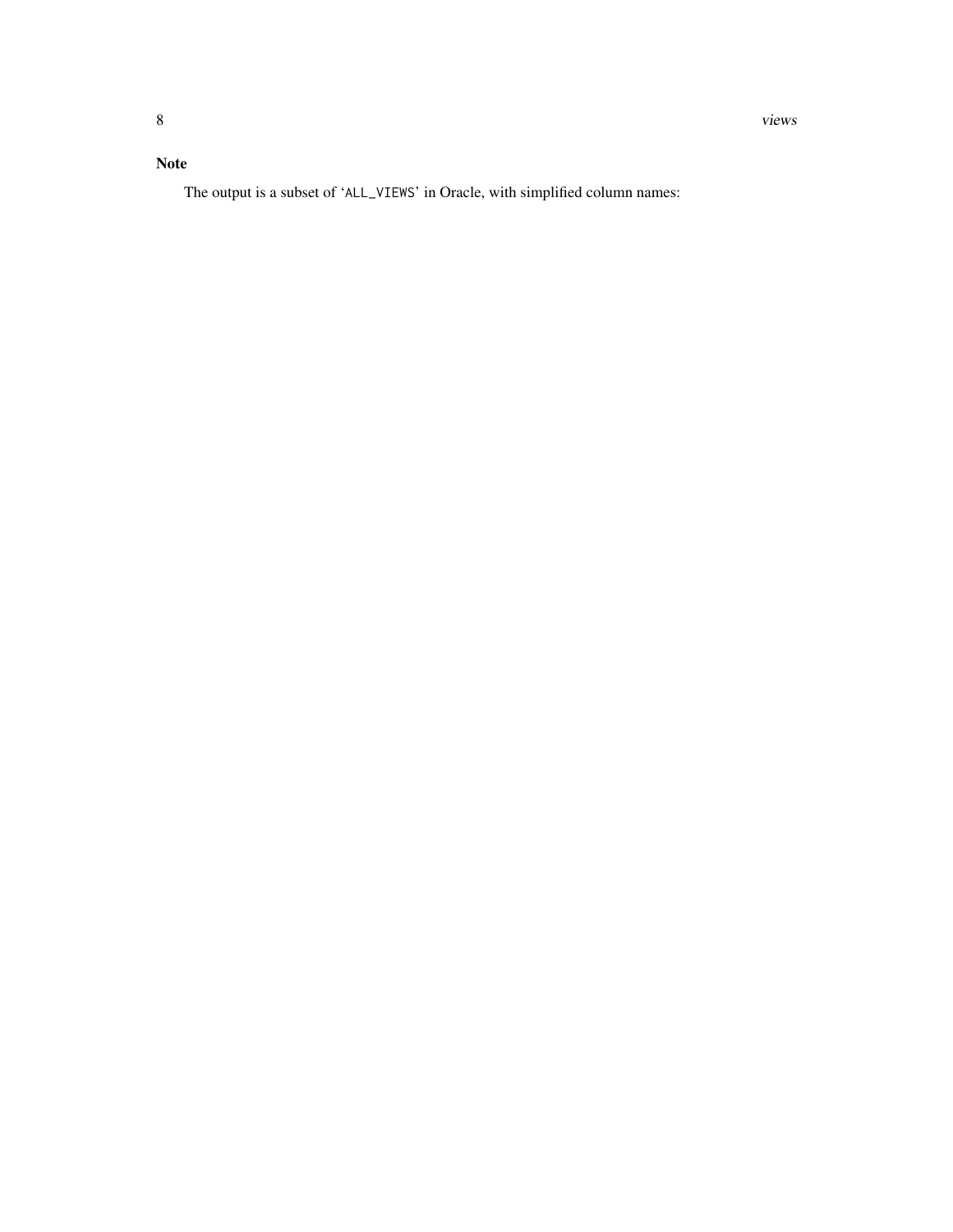## Note

The output is a subset of 'ALL_VIEWS' in Oracle, with simplified column names: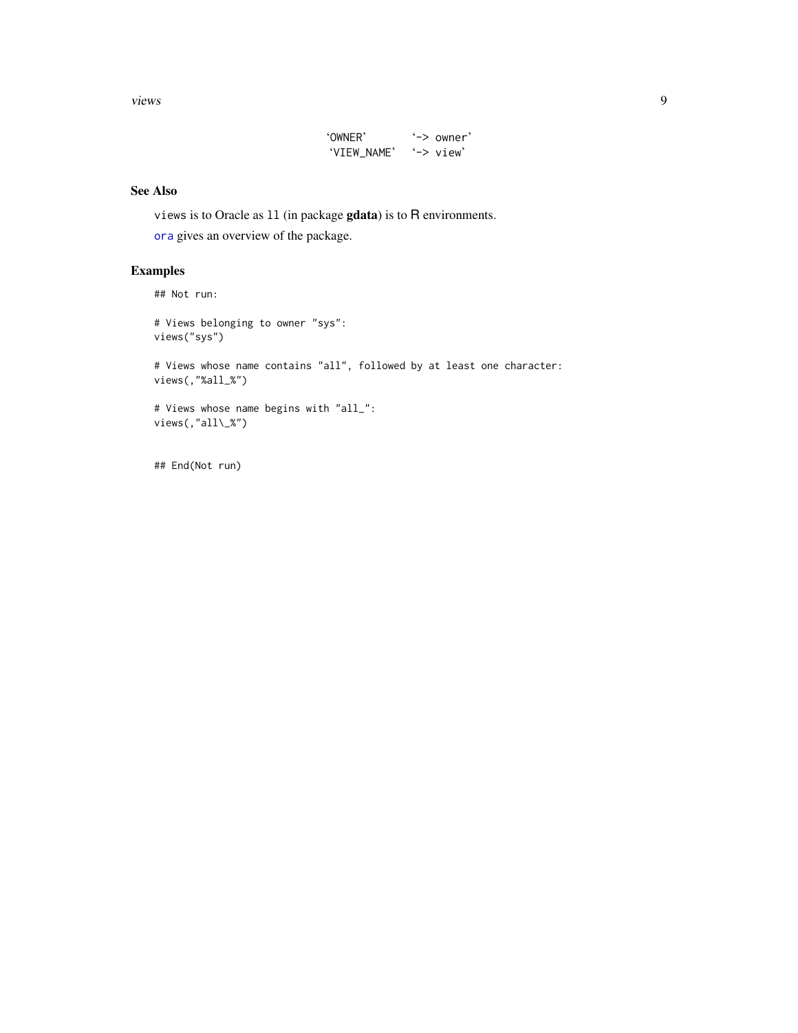```
'OWNER'       '-> owner'
'VIEW_NAME'   '-> view'
```

## See Also

`views` is to Oracle as `ll` (in package **gdata**) is to R environments.

`ora` gives an overview of the package.

## Examples

```
## Not run:

# Views belonging to owner "sys":
views("sys")

# Views whose name contains "all", followed by at least one character:
views(,"%all_%")

# Views whose name begins with "all_":
views(,"all\_%")


## End(Not run)
```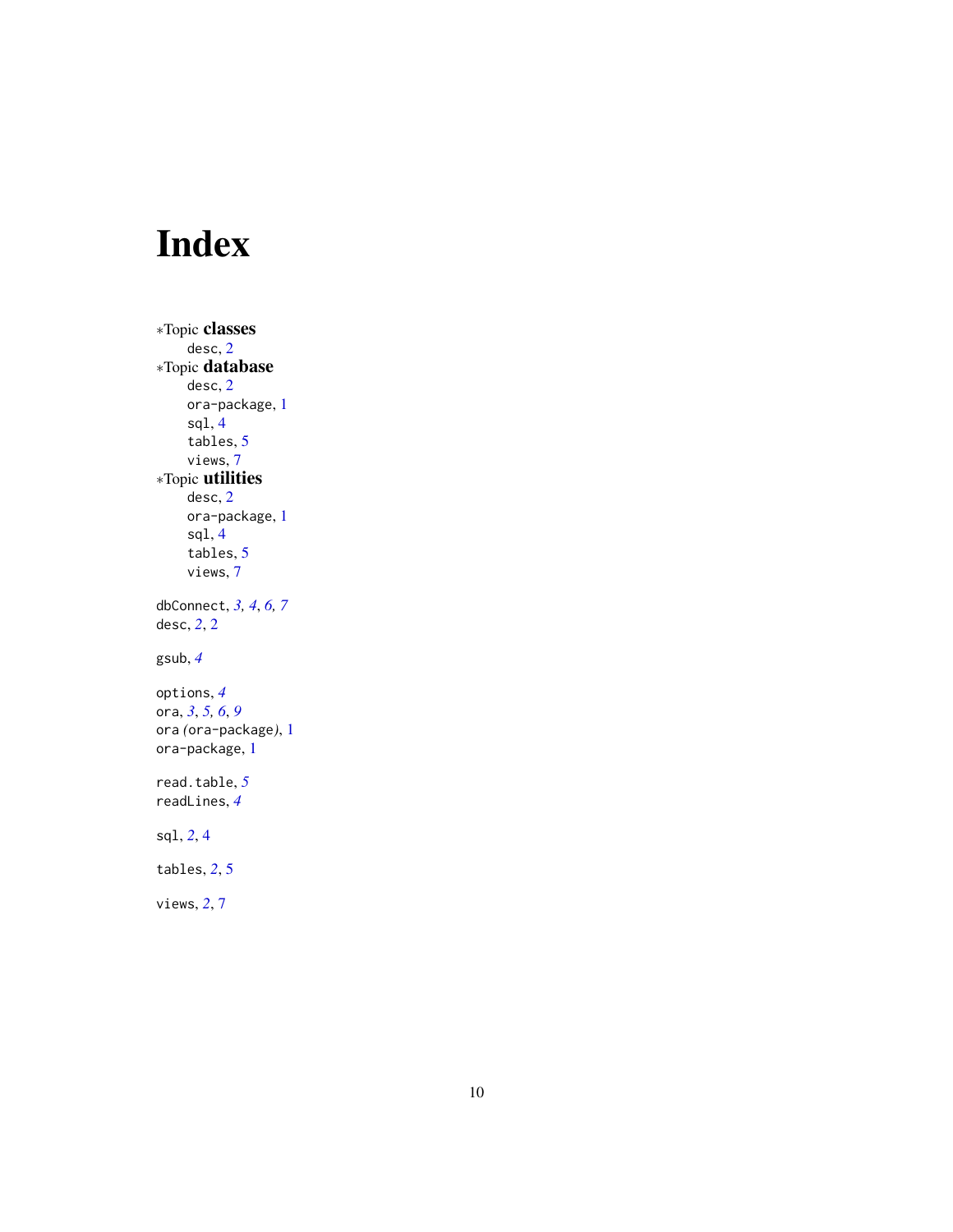# Index

*Topic **classes**
  desc, 2
*Topic **database**
  desc, 2
  ora-package, 1
  sql, 4
  tables, 5
  views, 7
*Topic **utilities**
  desc, 2
  ora-package, 1
  sql, 4
  tables, 5
  views, 7

dbConnect, *3, 4*, *6, 7*
desc, *2*, 2

gsub, *4*

options, *4*
ora, *3*, *5, 6*, *9*
ora (ora-package), 1
ora-package, 1

read.table, *5*
readLines, *4*

sql, *2*, 4

tables, *2*, 5

views, *2*, 7